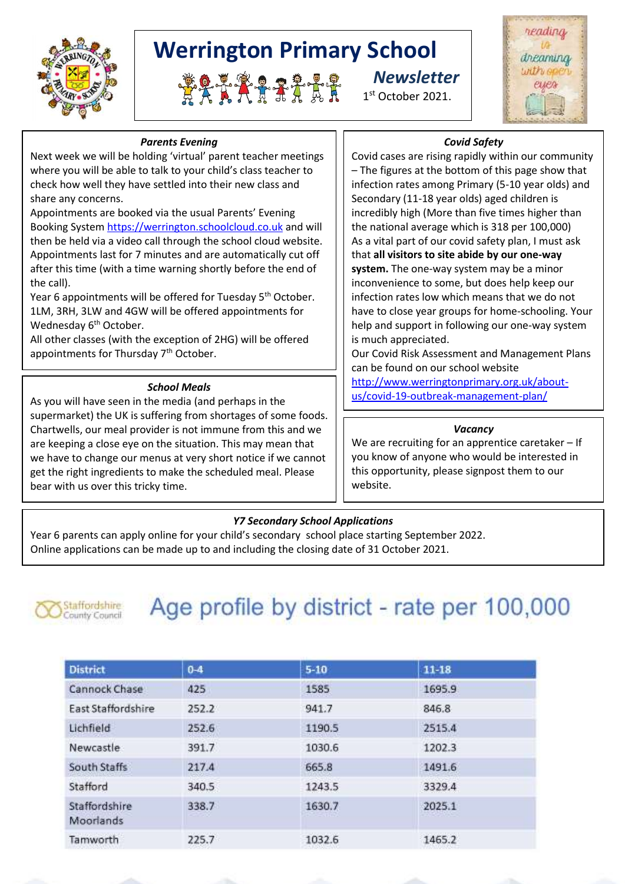# Werrington Primary School

## *Newsletter*

1st October 2021.

### *Parents Evening*

Next week we will be holding 'virtual' parent teacher meetings where you will be able to talk to your child's class teacher to check how well they have settled into their new class and share any concerns.

Appointments are booked via the usual Parents' Evening Booking System https://werrington.schoolcloud.co.uk and will then be held via a video call through the school cloud website. Appointments last for 7 minutes and are automatically cut off after this time (with a time warning shortly before the end of the call).

Year 6 appointments will be offered for Tuesday 5th October. 1LM, 3RH, 3LW and 4GW will be offered appointments for Wednesday 6th October.

All other classes (with the exception of 2HG) will be offered appointments for Thursday 7th October.

### *School Meals*

As you will have seen in the media (and perhaps in the supermarket) the UK is suffering from shortages of some foods. Chartwells, our meal provider is not immune from this and we are keeping a close eye on the situation. This may mean that we have to change our menus at very short notice if we cannot get the right ingredients to make the scheduled meal. Please bear with us over this tricky time.

### *Covid Safety*

Covid cases are rising rapidly within our community – The figures at the bottom of this page show that infection rates among Primary (5-10 year olds) and Secondary (11-18 year olds) aged children is incredibly high (More than five times higher than the national average which is 318 per 100,000)

As a vital part of our covid safety plan, I must ask that **all visitors to site abide by our one-way system.** The one-way system may be a minor inconvenience to some, but does help keep our infection rates low which means that we do not have to close year groups for home-schooling. Your help and support in following our one-way system is much appreciated.

Our Covid Risk Assessment and Management Plans can be found on our school website http://www.werringtonprimary.org.uk/about-us/covid-19-outbreak-management-plan/

### *Vacancy*

We are recruiting for an apprentice caretaker – If you know of anyone who would be interested in this opportunity, please signpost them to our website.

### *Y7 Secondary School Applications*

Year 6 parents can apply online for your child's secondary school place starting September 2022.
Online applications can be made up to and including the closing date of 31 October 2021.

## Age profile by district - rate per 100,000

Staffordshire County Council

| District | 0-4 | 5-10 | 11-18 |
|---|---|---|---|
| Cannock Chase | 425 | 1585 | 1695.9 |
| East Staffordshire | 252.2 | 941.7 | 846.8 |
| Lichfield | 252.6 | 1190.5 | 2515.4 |
| Newcastle | 391.7 | 1030.6 | 1202.3 |
| South Staffs | 217.4 | 665.8 | 1491.6 |
| Stafford | 340.5 | 1243.5 | 3329.4 |
| Staffordshire Moorlands | 338.7 | 1630.7 | 2025.1 |
| Tamworth | 225.7 | 1032.6 | 1465.2 |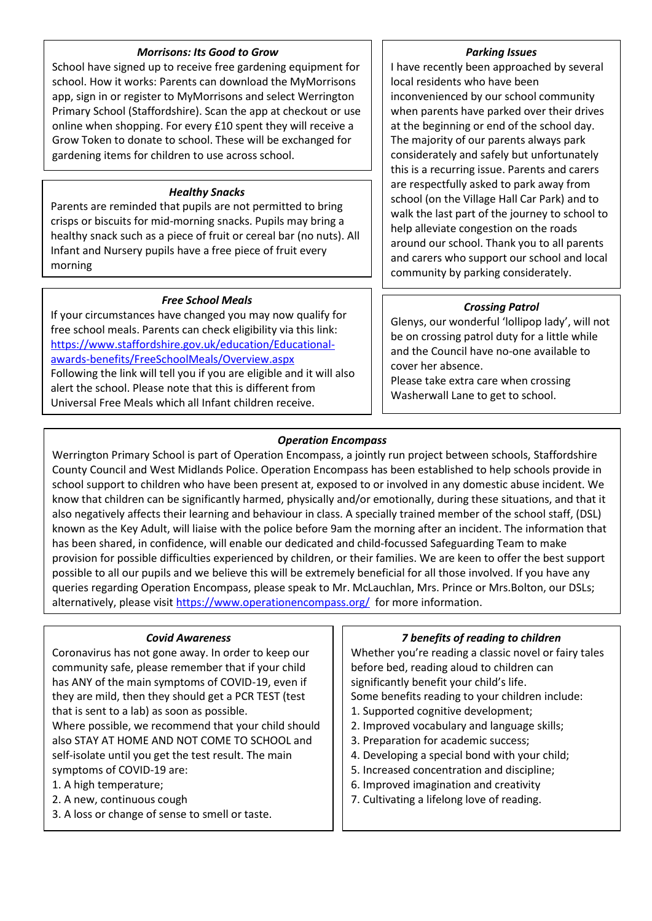### *Morrisons: Its Good to Grow*

School have signed up to receive free gardening equipment for school. How it works: Parents can download the MyMorrisons app, sign in or register to MyMorrisons and select Werrington Primary School (Staffordshire). Scan the app at checkout or use online when shopping. For every £10 spent they will receive a Grow Token to donate to school. These will be exchanged for gardening items for children to use across school.

### *Healthy Snacks*

Parents are reminded that pupils are not permitted to bring crisps or biscuits for mid-morning snacks. Pupils may bring a healthy snack such as a piece of fruit or cereal bar (no nuts). All Infant and Nursery pupils have a free piece of fruit every morning

### *Free School Meals*

If your circumstances have changed you may now qualify for free school meals. Parents can check eligibility via this link: [https://www.staffordshire.gov.uk/education/Educational-awards-benefits/FreeSchoolMeals/Overview.aspx](https://www.staffordshire.gov.uk/education/Educational-awards-benefits/FreeSchoolMeals/Overview.aspx)
Following the link will tell you if you are eligible and it will also alert the school. Please note that this is different from Universal Free Meals which all Infant children receive.

### *Parking Issues*

I have recently been approached by several local residents who have been inconvenienced by our school community when parents have parked over their drives at the beginning or end of the school day. The majority of our parents always park considerately and safely but unfortunately this is a recurring issue. Parents and carers are respectfully asked to park away from school (on the Village Hall Car Park) and to walk the last part of the journey to school to help alleviate congestion on the roads around our school. Thank you to all parents and carers who support our school and local community by parking considerately.

### *Crossing Patrol*

Glenys, our wonderful 'lollipop lady', will not be on crossing patrol duty for a little while and the Council have no-one available to cover her absence.
Please take extra care when crossing Washerwall Lane to get to school.

### *Operation Encompass*

Werrington Primary School is part of Operation Encompass, a jointly run project between schools, Staffordshire County Council and West Midlands Police. Operation Encompass has been established to help schools provide in school support to children who have been present at, exposed to or involved in any domestic abuse incident. We know that children can be significantly harmed, physically and/or emotionally, during these situations, and that it also negatively affects their learning and behaviour in class. A specially trained member of the school staff, (DSL) known as the Key Adult, will liaise with the police before 9am the morning after an incident. The information that has been shared, in confidence, will enable our dedicated and child-focussed Safeguarding Team to make provision for possible difficulties experienced by children, or their families. We are keen to offer the best support possible to all our pupils and we believe this will be extremely beneficial for all those involved. If you have any queries regarding Operation Encompass, please speak to Mr. McLauchlan, Mrs. Prince or Mrs.Bolton, our DSLs; alternatively, please visit [https://www.operationencompass.org/](https://www.operationencompass.org/) for more information.

### *Covid Awareness*

Coronavirus has not gone away. In order to keep our community safe, please remember that if your child has ANY of the main symptoms of COVID-19, even if they are mild, then they should get a PCR TEST (test that is sent to a lab) as soon as possible.
Where possible, we recommend that your child should also STAY AT HOME AND NOT COME TO SCHOOL and self-isolate until you get the test result. The main symptoms of COVID-19 are:

1. A high temperature;
2. A new, continuous cough
3. A loss or change of sense to smell or taste.

### *7 benefits of reading to children*

Whether you're reading a classic novel or fairy tales before bed, reading aloud to children can significantly benefit your child's life.
Some benefits reading to your children include:

1. Supported cognitive development;
2. Improved vocabulary and language skills;
3. Preparation for academic success;
4. Developing a special bond with your child;
5. Increased concentration and discipline;
6. Improved imagination and creativity
7. Cultivating a lifelong love of reading.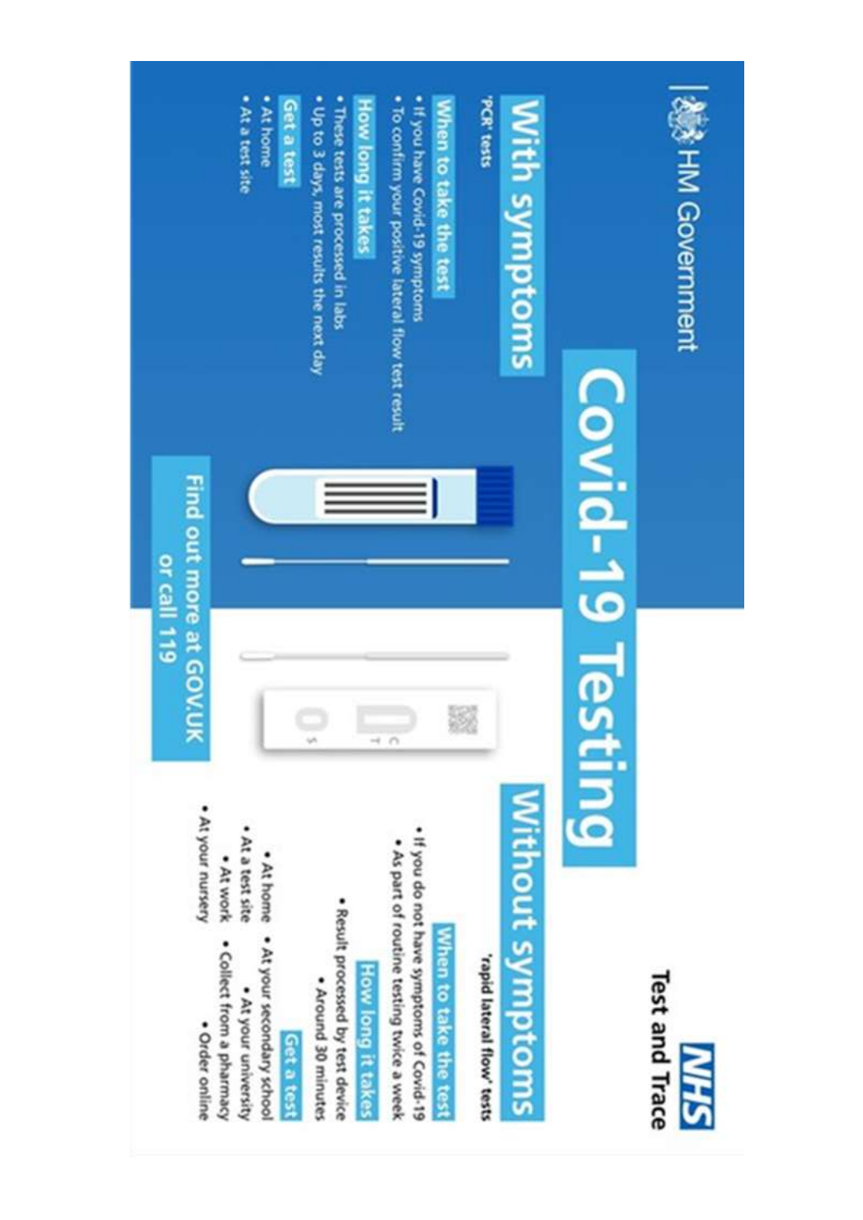HM Government

NHS Test and Trace

# Covid-19 Testing

## With symptoms

'PCR' tests

### When to take the test

- If you have Covid-19 symptoms
- To confirm your positive lateral flow test result

### How long it takes

- These tests are processed in labs
- Up to 3 days, most results the next day

### Get a test

- At home
- At a test site

## Without symptoms

'rapid lateral flow' tests

### When to take the test

- If you do not have symptoms of Covid-19
- As part of routine testing twice a week

### How long it takes

- Result processed by test device
- Around 30 minutes

### Get a test

- At home
- At your secondary school
- At a test site
- At your university
- At work
- Collect from a pharmacy
- At your nursery
- Order online

**Find out more at GOV.UK or call 119**